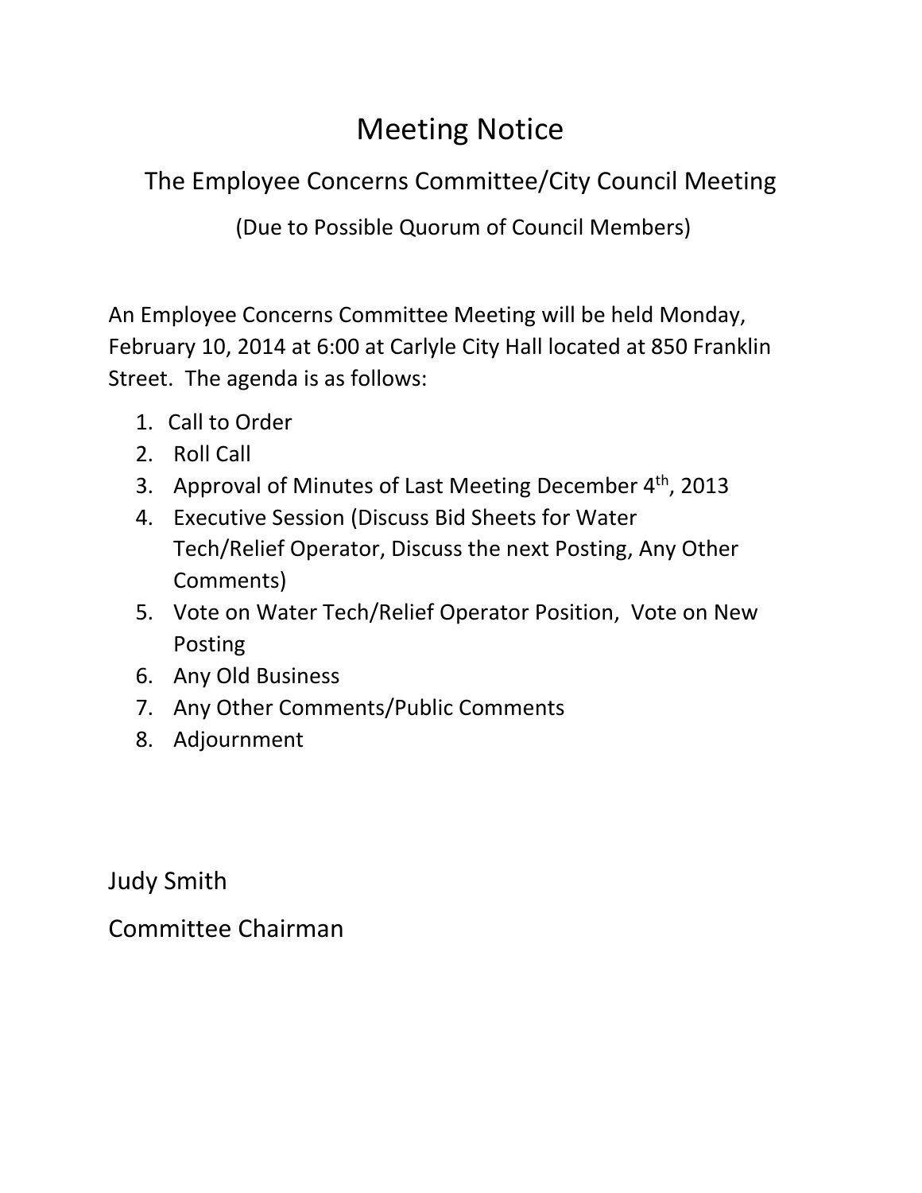# Meeting Notice

## The Employee Concerns Committee/City Council Meeting

(Due to Possible Quorum of Council Members)

An Employee Concerns Committee Meeting will be held Monday, February 10, 2014 at 6:00 at Carlyle City Hall located at 850 Franklin Street. The agenda is as follows:

1. Call to Order
2. Roll Call
3. Approval of Minutes of Last Meeting December 4th, 2013
4. Executive Session (Discuss Bid Sheets for Water Tech/Relief Operator, Discuss the next Posting, Any Other Comments)
5. Vote on Water Tech/Relief Operator Position, Vote on New Posting
6. Any Old Business
7. Any Other Comments/Public Comments
8. Adjournment

Judy Smith

Committee Chairman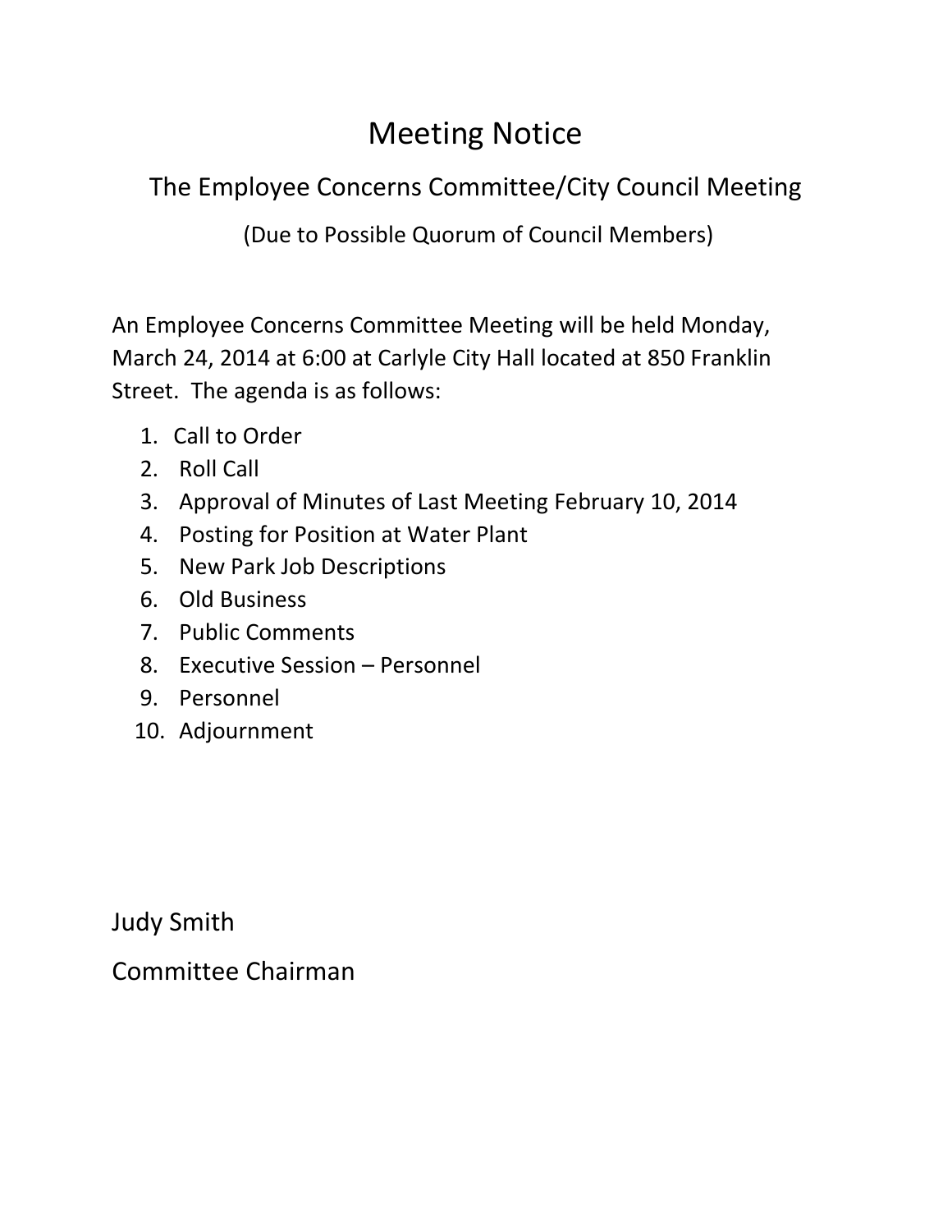# Meeting Notice

## The Employee Concerns Committee/City Council Meeting

(Due to Possible Quorum of Council Members)

An Employee Concerns Committee Meeting will be held Monday, March 24, 2014 at 6:00 at Carlyle City Hall located at 850 Franklin Street. The agenda is as follows:

1. Call to Order
2. Roll Call
3. Approval of Minutes of Last Meeting February 10, 2014
4. Posting for Position at Water Plant
5. New Park Job Descriptions
6. Old Business
7. Public Comments
8. Executive Session – Personnel
9. Personnel
10. Adjournment

Judy Smith

Committee Chairman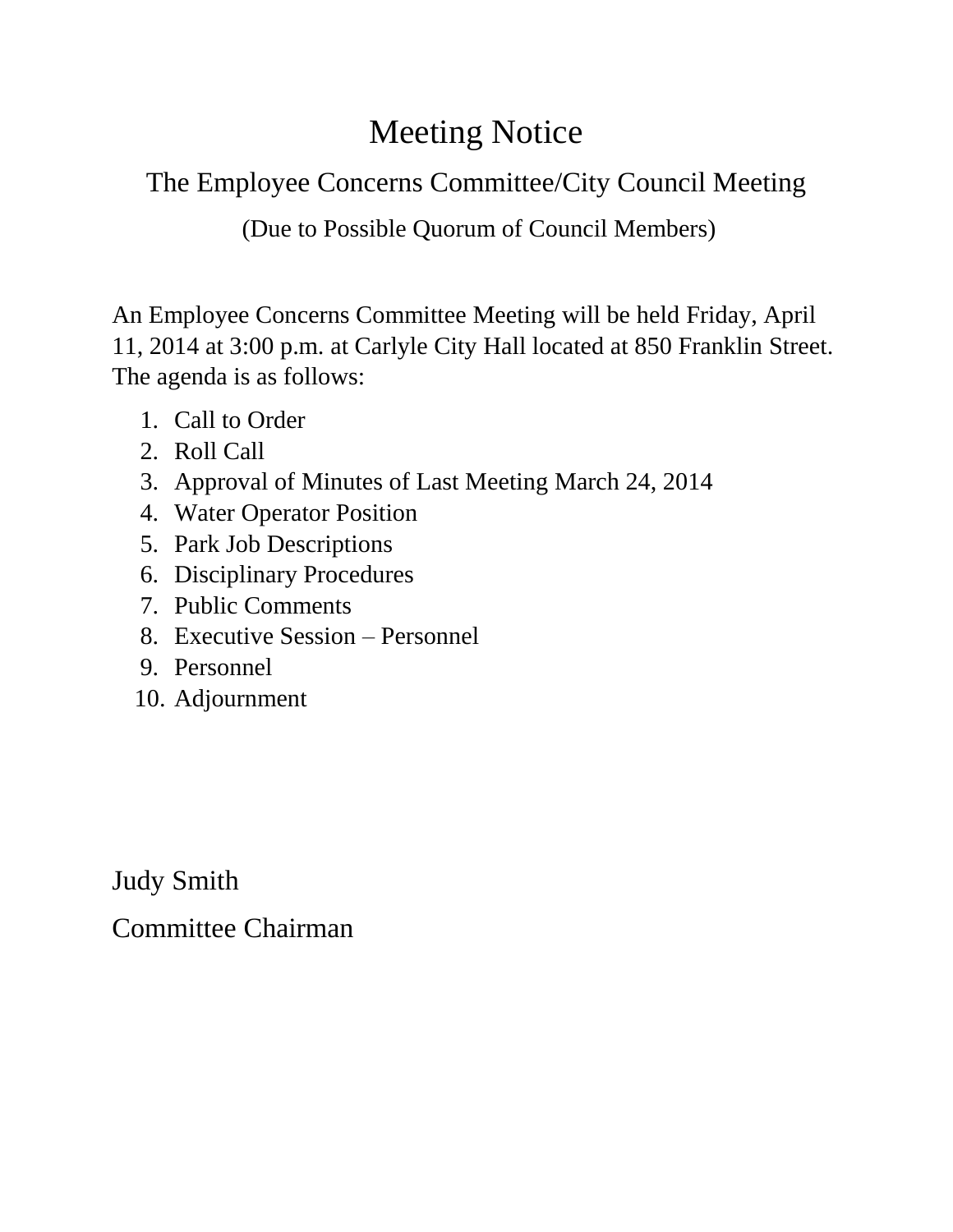# Meeting Notice

## The Employee Concerns Committee/City Council Meeting

(Due to Possible Quorum of Council Members)

An Employee Concerns Committee Meeting will be held Friday, April 11, 2014 at 3:00 p.m. at Carlyle City Hall located at 850 Franklin Street. The agenda is as follows:

1. Call to Order
2. Roll Call
3. Approval of Minutes of Last Meeting March 24, 2014
4. Water Operator Position
5. Park Job Descriptions
6. Disciplinary Procedures
7. Public Comments
8. Executive Session – Personnel
9. Personnel
10. Adjournment

Judy Smith

Committee Chairman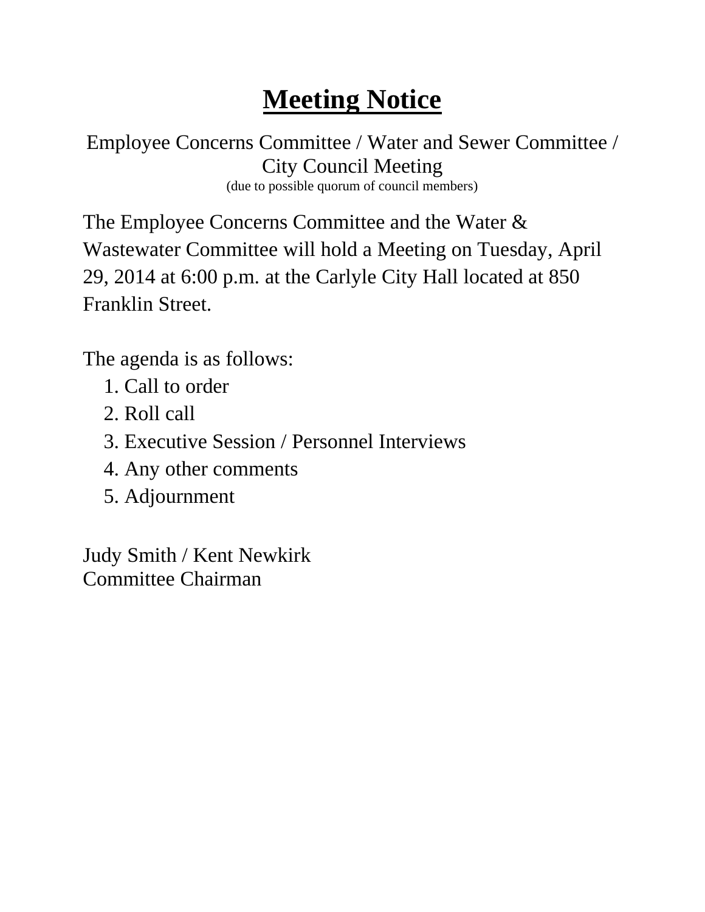# Meeting Notice

Employee Concerns Committee / Water and Sewer Committee / City Council Meeting
(due to possible quorum of council members)

The Employee Concerns Committee and the Water & Wastewater Committee will hold a Meeting on Tuesday, April 29, 2014 at 6:00 p.m. at the Carlyle City Hall located at 850 Franklin Street.

The agenda is as follows:

1. Call to order
2. Roll call
3. Executive Session / Personnel Interviews
4. Any other comments
5. Adjournment

Judy Smith / Kent Newkirk
Committee Chairman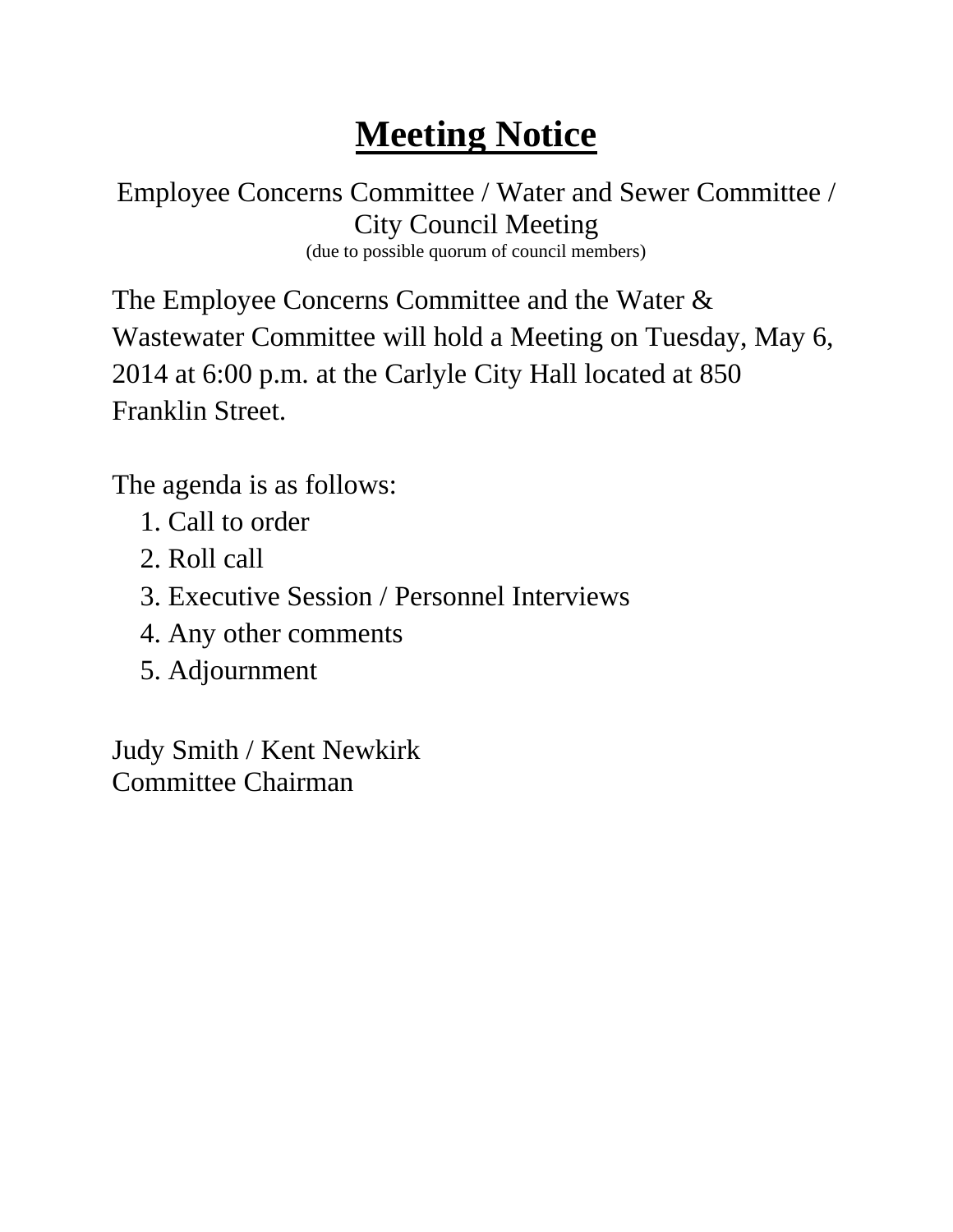# Meeting Notice

Employee Concerns Committee / Water and Sewer Committee / City Council Meeting

(due to possible quorum of council members)

The Employee Concerns Committee and the Water & Wastewater Committee will hold a Meeting on Tuesday, May 6, 2014 at 6:00 p.m. at the Carlyle City Hall located at 850 Franklin Street.

The agenda is as follows:

1. Call to order
2. Roll call
3. Executive Session / Personnel Interviews
4. Any other comments
5. Adjournment

Judy Smith / Kent Newkirk
Committee Chairman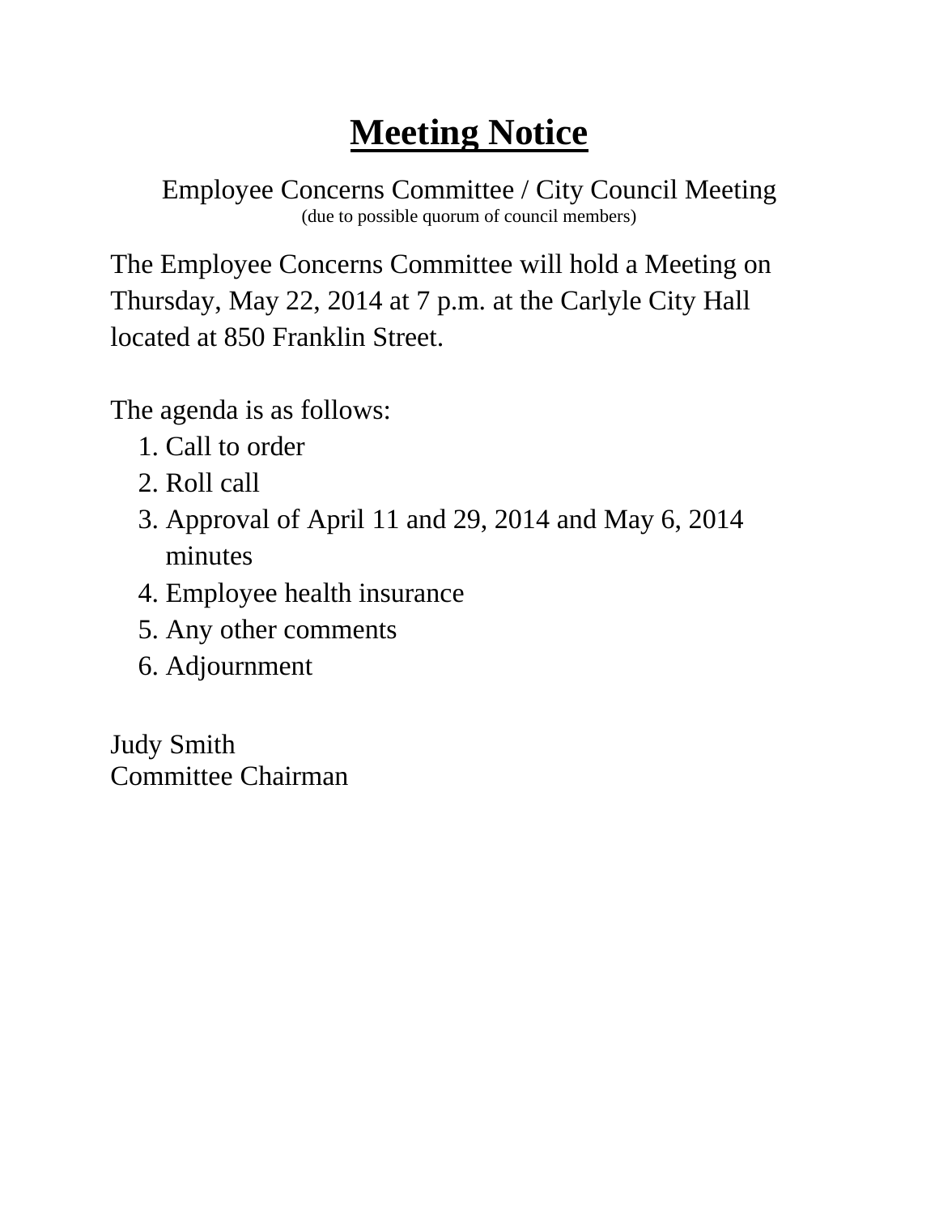# **Meeting Notice**

Employee Concerns Committee / City Council Meeting
(due to possible quorum of council members)

The Employee Concerns Committee will hold a Meeting on Thursday, May 22, 2014 at 7 p.m. at the Carlyle City Hall located at 850 Franklin Street.

The agenda is as follows:

1. Call to order
2. Roll call
3. Approval of April 11 and 29, 2014 and May 6, 2014 minutes
4. Employee health insurance
5. Any other comments
6. Adjournment

Judy Smith
Committee Chairman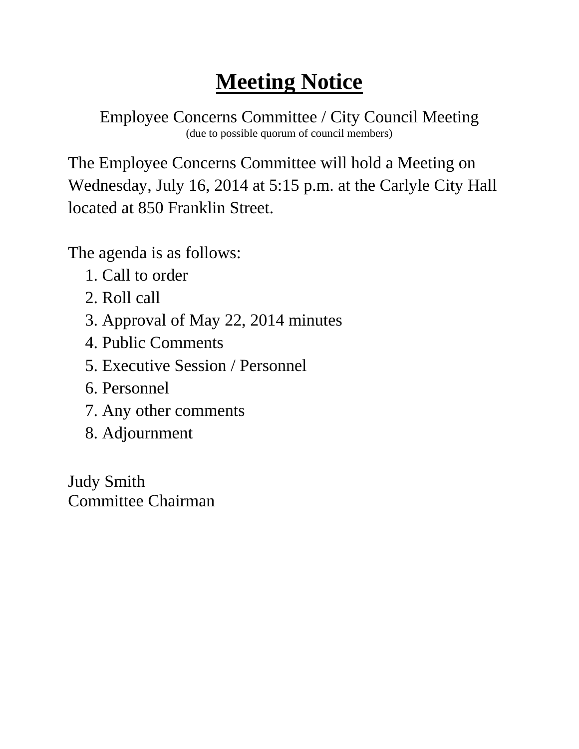# Meeting Notice

Employee Concerns Committee / City Council Meeting
(due to possible quorum of council members)

The Employee Concerns Committee will hold a Meeting on Wednesday, July 16, 2014 at 5:15 p.m. at the Carlyle City Hall located at 850 Franklin Street.

The agenda is as follows:

1. Call to order
2. Roll call
3. Approval of May 22, 2014 minutes
4. Public Comments
5. Executive Session / Personnel
6. Personnel
7. Any other comments
8. Adjournment

Judy Smith
Committee Chairman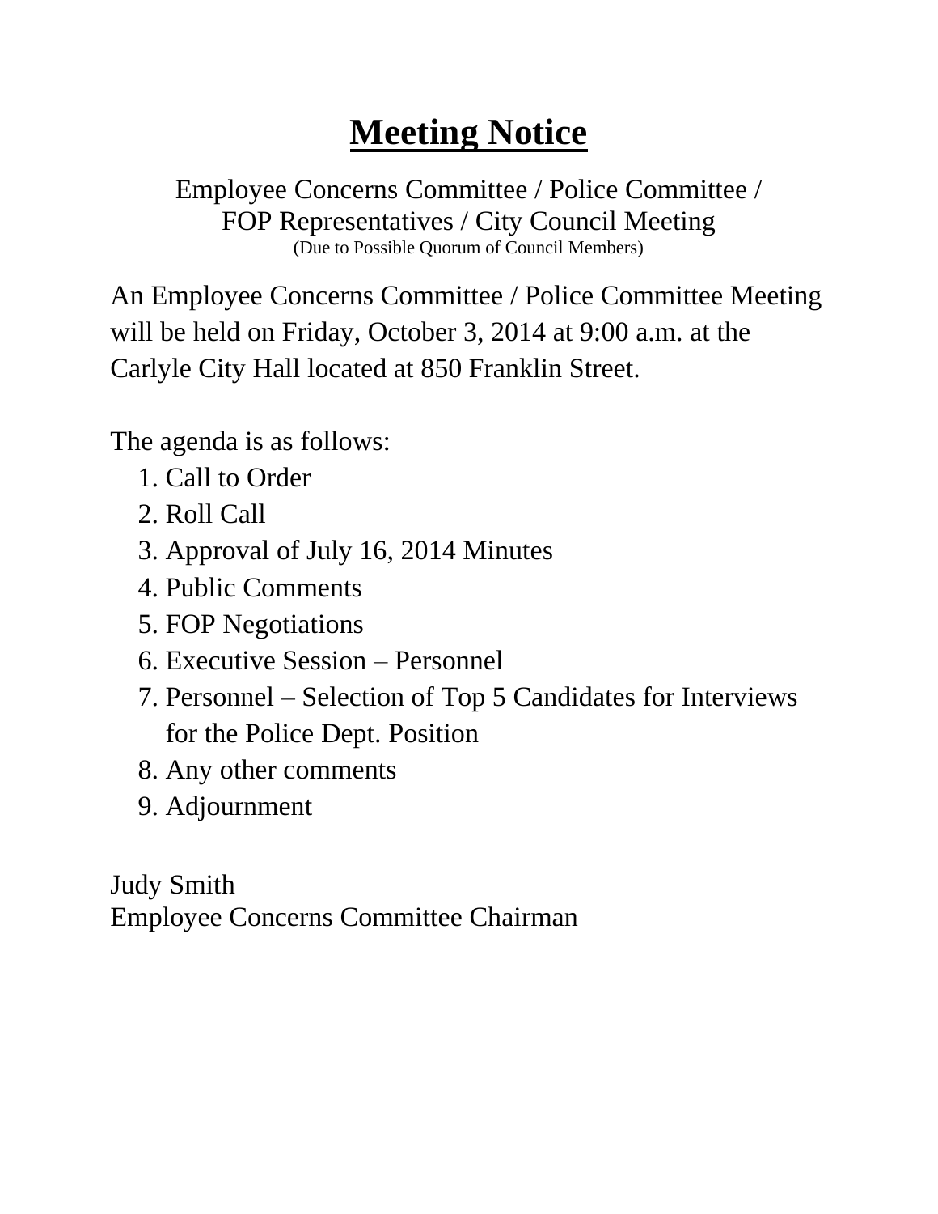# **Meeting Notice**

Employee Concerns Committee / Police Committee /
FOP Representatives / City Council Meeting
(Due to Possible Quorum of Council Members)

An Employee Concerns Committee / Police Committee Meeting will be held on Friday, October 3, 2014 at 9:00 a.m. at the Carlyle City Hall located at 850 Franklin Street.

The agenda is as follows:

1. Call to Order
2. Roll Call
3. Approval of July 16, 2014 Minutes
4. Public Comments
5. FOP Negotiations
6. Executive Session – Personnel
7. Personnel – Selection of Top 5 Candidates for Interviews for the Police Dept. Position
8. Any other comments
9. Adjournment

Judy Smith
Employee Concerns Committee Chairman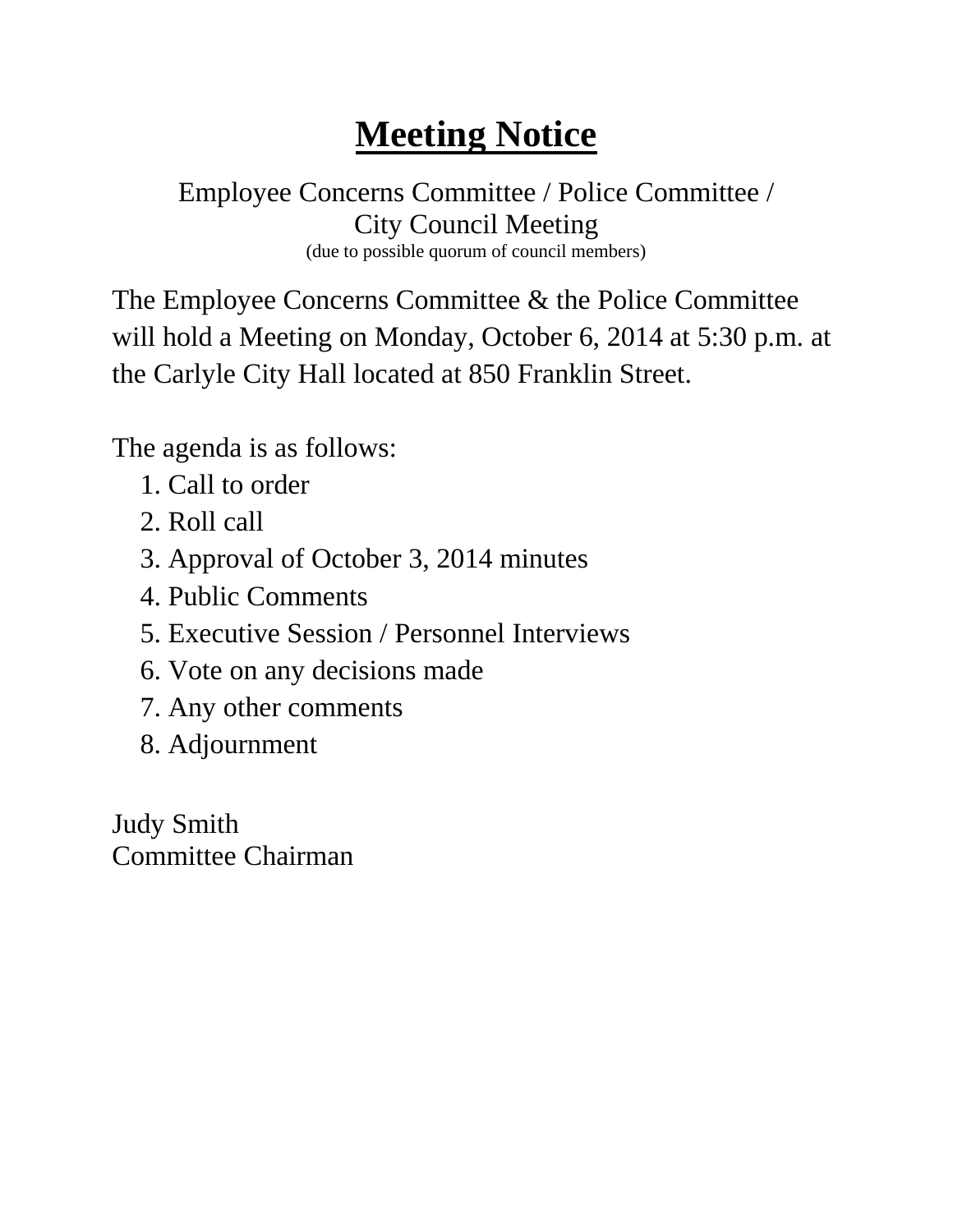# Meeting Notice

Employee Concerns Committee / Police Committee /
City Council Meeting
(due to possible quorum of council members)

The Employee Concerns Committee & the Police Committee will hold a Meeting on Monday, October 6, 2014 at 5:30 p.m. at the Carlyle City Hall located at 850 Franklin Street.

The agenda is as follows:

1. Call to order
2. Roll call
3. Approval of October 3, 2014 minutes
4. Public Comments
5. Executive Session / Personnel Interviews
6. Vote on any decisions made
7. Any other comments
8. Adjournment

Judy Smith
Committee Chairman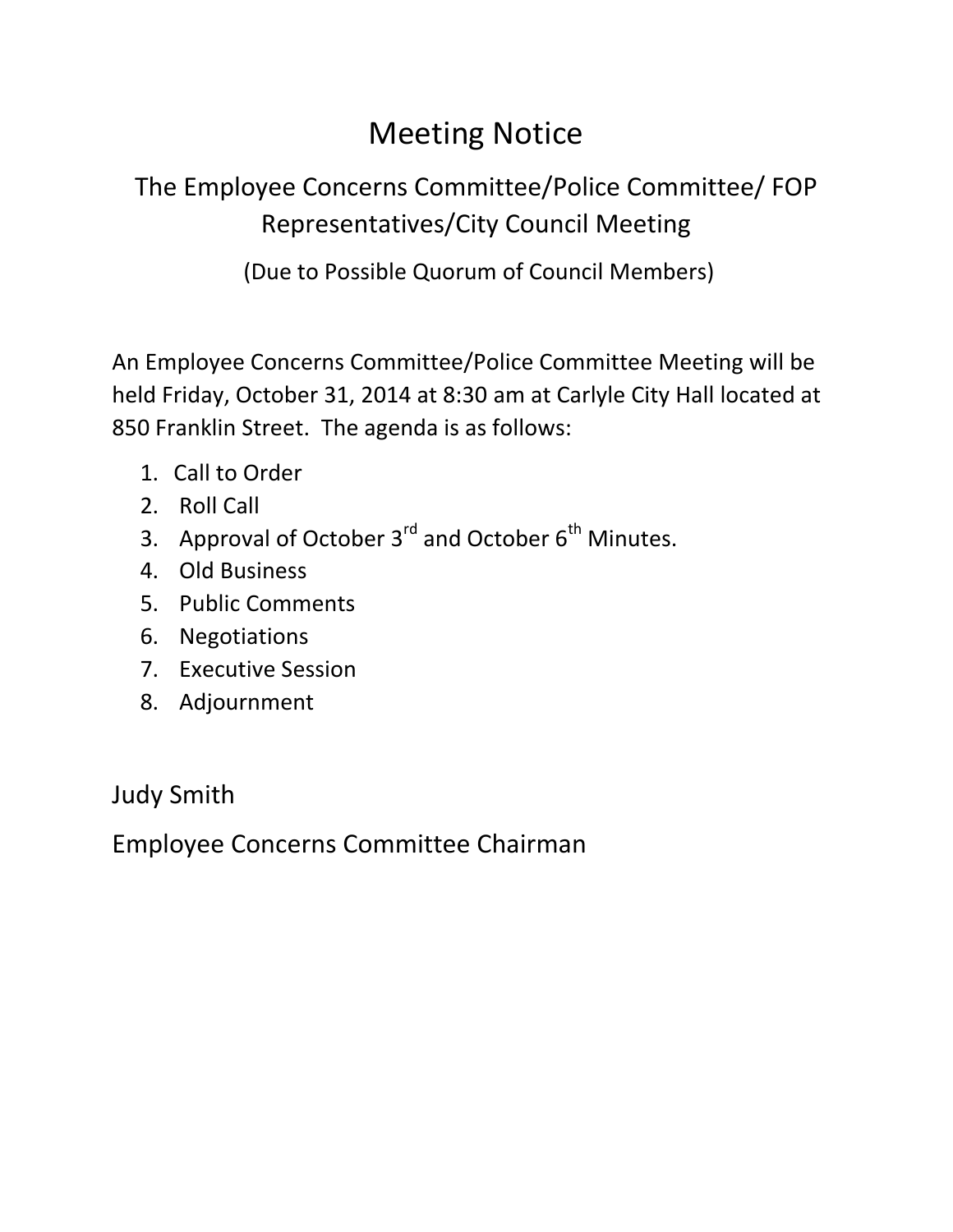# Meeting Notice

## The Employee Concerns Committee/Police Committee/ FOP Representatives/City Council Meeting

(Due to Possible Quorum of Council Members)

An Employee Concerns Committee/Police Committee Meeting will be held Friday, October 31, 2014 at 8:30 am at Carlyle City Hall located at 850 Franklin Street. The agenda is as follows:

1. Call to Order
2. Roll Call
3. Approval of October 3rd and October 6th Minutes.
4. Old Business
5. Public Comments
6. Negotiations
7. Executive Session
8. Adjournment

Judy Smith

Employee Concerns Committee Chairman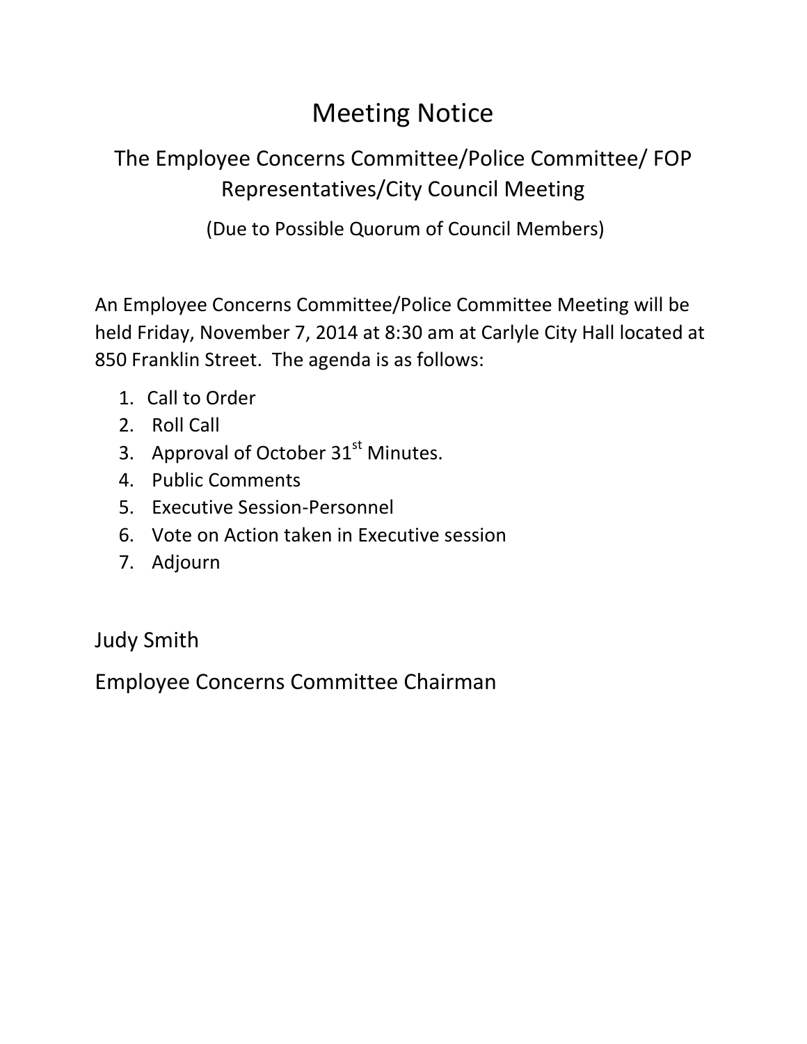# Meeting Notice

## The Employee Concerns Committee/Police Committee/ FOP Representatives/City Council Meeting

(Due to Possible Quorum of Council Members)

An Employee Concerns Committee/Police Committee Meeting will be held Friday, November 7, 2014 at 8:30 am at Carlyle City Hall located at 850 Franklin Street. The agenda is as follows:

1. Call to Order
2. Roll Call
3. Approval of October 31st Minutes.
4. Public Comments
5. Executive Session-Personnel
6. Vote on Action taken in Executive session
7. Adjourn

Judy Smith

Employee Concerns Committee Chairman